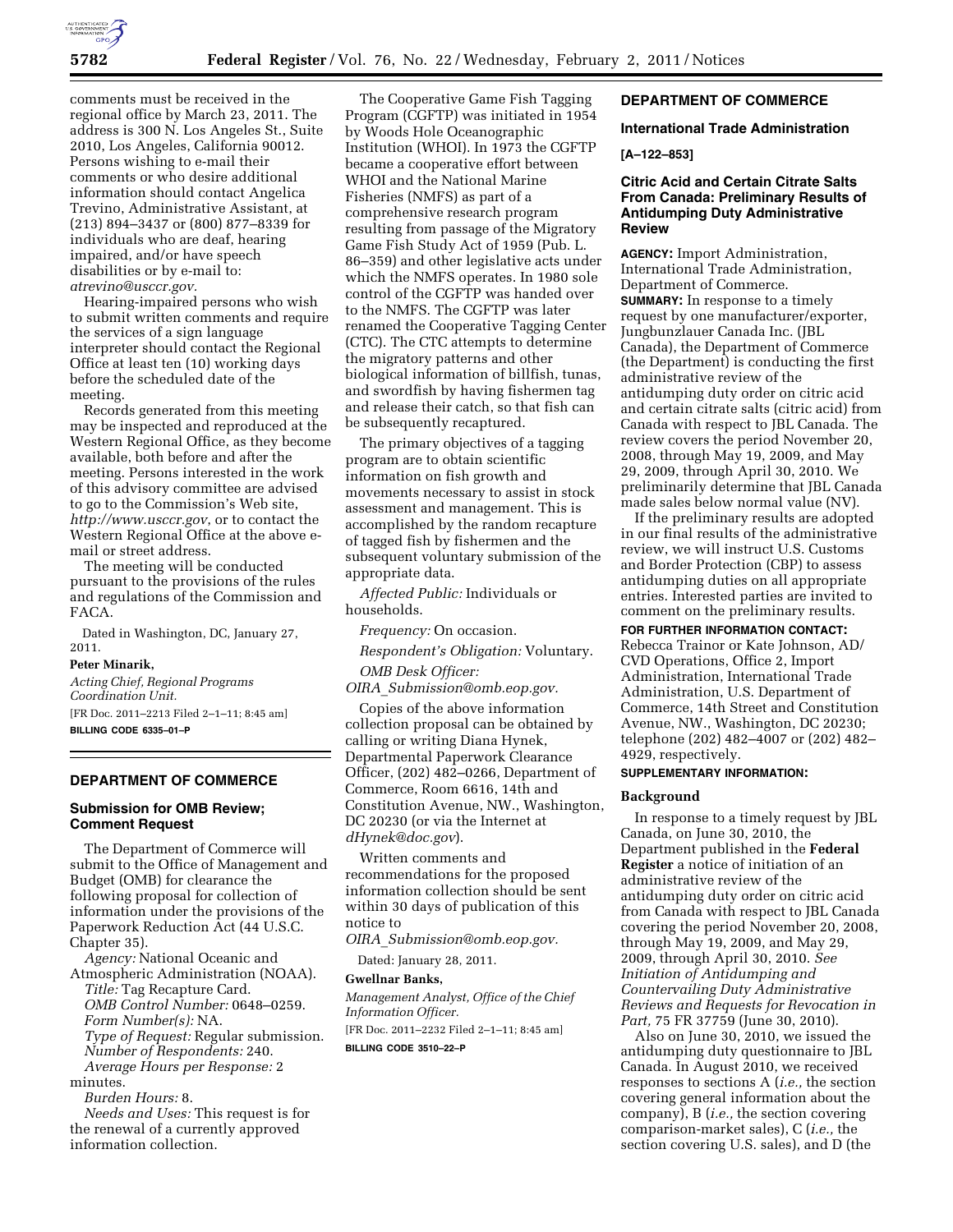comments must be received in the regional office by March 23, 2011. The address is 300 N. Los Angeles St., Suite 2010, Los Angeles, California 90012. Persons wishing to e-mail their comments or who desire additional information should contact Angelica Trevino, Administrative Assistant, at (213) 894–3437 or (800) 877–8339 for individuals who are deaf, hearing impaired, and/or have speech disabilities or by e-mail to: *atrevino@usccr.gov.*

Hearing-impaired persons who wish to submit written comments and require the services of a sign language interpreter should contact the Regional Office at least ten (10) working days before the scheduled date of the meeting.

Records generated from this meeting may be inspected and reproduced at the Western Regional Office, as they become available, both before and after the meeting. Persons interested in the work of this advisory committee are advised to go to the Commission's Web site, *http://www.usccr.gov*, or to contact the Western Regional Office at the above e-mail or street address.

The meeting will be conducted pursuant to the provisions of the rules and regulations of the Commission and FACA.

Dated in Washington, DC, January 27, 2011.

**Peter Minarik,**

*Acting Chief, Regional Programs Coordination Unit.*

[FR Doc. 2011–2213 Filed 2–1–11; 8:45 am]

**BILLING CODE 6335–01–P**

## DEPARTMENT OF COMMERCE

### Submission for OMB Review; Comment Request

The Department of Commerce will submit to the Office of Management and Budget (OMB) for clearance the following proposal for collection of information under the provisions of the Paperwork Reduction Act (44 U.S.C. Chapter 35).

*Agency:* National Oceanic and Atmospheric Administration (NOAA).

*Title:* Tag Recapture Card.

*OMB Control Number:* 0648–0259.

*Form Number(s):* NA.

*Type of Request:* Regular submission.

*Number of Respondents:* 240.

*Average Hours per Response:* 2 minutes.

*Burden Hours:* 8.

*Needs and Uses:* This request is for the renewal of a currently approved information collection.

The Cooperative Game Fish Tagging Program (CGFTP) was initiated in 1954 by Woods Hole Oceanographic Institution (WHOI). In 1973 the CGFTP became a cooperative effort between WHOI and the National Marine Fisheries (NMFS) as part of a comprehensive research program resulting from passage of the Migratory Game Fish Study Act of 1959 (Pub. L. 86–359) and other legislative acts under which the NMFS operates. In 1980 sole control of the CGFTP was handed over to the NMFS. The CGFTP was later renamed the Cooperative Tagging Center (CTC). The CTC attempts to determine the migratory patterns and other biological information of billfish, tunas, and swordfish by having fishermen tag and release their catch, so that fish can be subsequently recaptured.

The primary objectives of a tagging program are to obtain scientific information on fish growth and movements necessary to assist in stock assessment and management. This is accomplished by the random recapture of tagged fish by fishermen and the subsequent voluntary submission of the appropriate data.

*Affected Public:* Individuals or households.

*Frequency:* On occasion.

*Respondent's Obligation:* Voluntary.

*OMB Desk Officer: OIRA_Submission@omb.eop.gov.*

Copies of the above information collection proposal can be obtained by calling or writing Diana Hynek, Departmental Paperwork Clearance Officer, (202) 482–0266, Department of Commerce, Room 6616, 14th and Constitution Avenue, NW., Washington, DC 20230 (or via the Internet at *dHynek@doc.gov*).

Written comments and recommendations for the proposed information collection should be sent within 30 days of publication of this notice to *OIRA_Submission@omb.eop.gov.*

Dated: January 28, 2011.

**Gwellnar Banks,**

*Management Analyst, Office of the Chief Information Officer.*

[FR Doc. 2011–2232 Filed 2–1–11; 8:45 am]

**BILLING CODE 3510–22–P**

## DEPARTMENT OF COMMERCE

### International Trade Administration

**[A–122–853]**

### Citric Acid and Certain Citrate Salts From Canada: Preliminary Results of Antidumping Duty Administrative Review

**AGENCY:** Import Administration, International Trade Administration, Department of Commerce.

**SUMMARY:** In response to a timely request by one manufacturer/exporter, Jungbunzlauer Canada Inc. (JBL Canada), the Department of Commerce (the Department) is conducting the first administrative review of the antidumping duty order on citric acid and certain citrate salts (citric acid) from Canada with respect to JBL Canada. The review covers the period November 20, 2008, through May 19, 2009, and May 29, 2009, through April 30, 2010. We preliminarily determine that JBL Canada made sales below normal value (NV).

If the preliminary results are adopted in our final results of the administrative review, we will instruct U.S. Customs and Border Protection (CBP) to assess antidumping duties on all appropriate entries. Interested parties are invited to comment on the preliminary results.

**FOR FURTHER INFORMATION CONTACT:** Rebecca Trainor or Kate Johnson, AD/CVD Operations, Office 2, Import Administration, International Trade Administration, U.S. Department of Commerce, 14th Street and Constitution Avenue, NW., Washington, DC 20230; telephone (202) 482–4007 or (202) 482–4929, respectively.

**SUPPLEMENTARY INFORMATION:**

#### Background

In response to a timely request by JBL Canada, on June 30, 2010, the Department published in the **Federal Register** a notice of initiation of an administrative review of the antidumping duty order on citric acid from Canada with respect to JBL Canada covering the period November 20, 2008, through May 19, 2009, and May 29, 2009, through April 30, 2010. *See Initiation of Antidumping and Countervailing Duty Administrative Reviews and Requests for Revocation in Part,* 75 FR 37759 (June 30, 2010).

Also on June 30, 2010, we issued the antidumping duty questionnaire to JBL Canada. In August 2010, we received responses to sections A (*i.e.,* the section covering general information about the company), B (*i.e.,* the section covering comparison-market sales), C (*i.e.,* the section covering U.S. sales), and D (the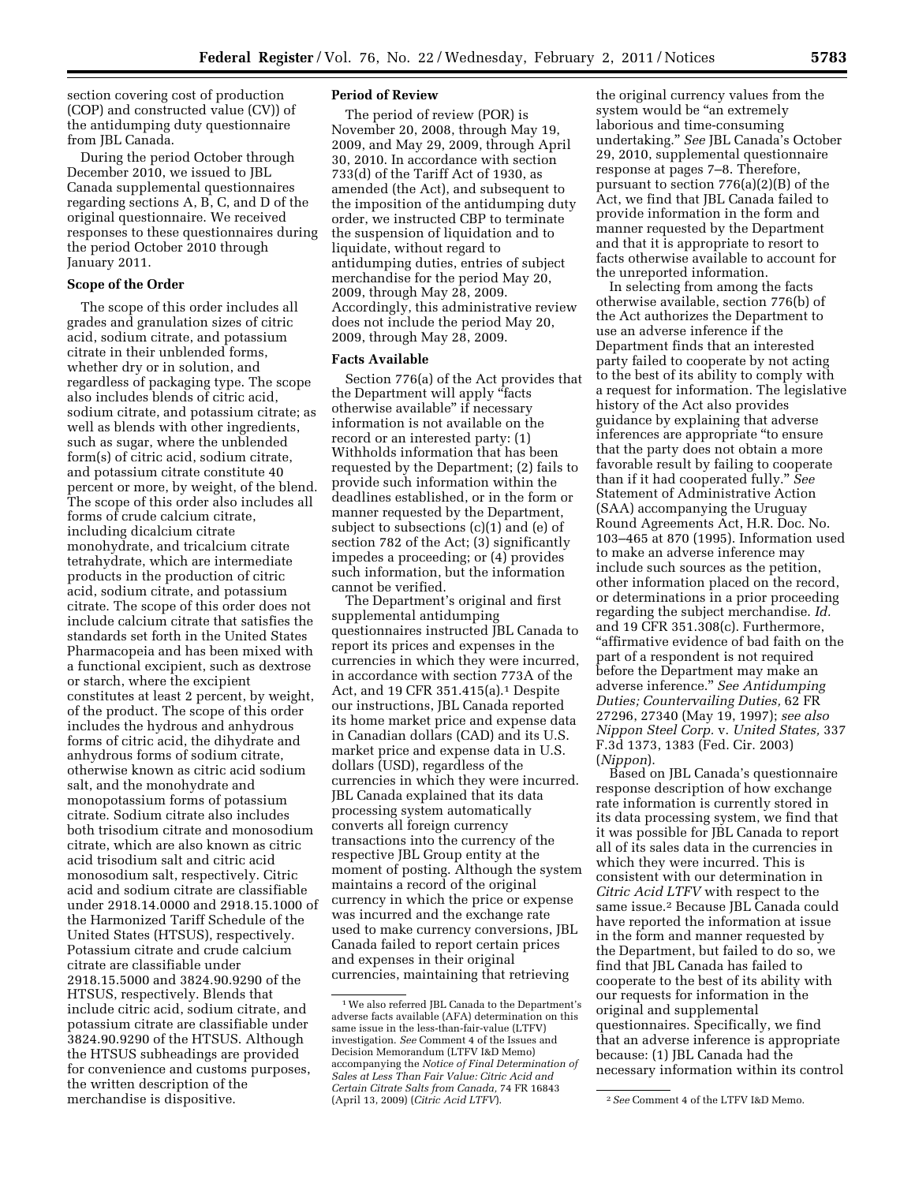section covering cost of production (COP) and constructed value (CV)) of the antidumping duty questionnaire from JBL Canada.

During the period October through December 2010, we issued to JBL Canada supplemental questionnaires regarding sections A, B, C, and D of the original questionnaire. We received responses to these questionnaires during the period October 2010 through January 2011.

**Scope of the Order**

The scope of this order includes all grades and granulation sizes of citric acid, sodium citrate, and potassium citrate in their unblended forms, whether dry or in solution, and regardless of packaging type. The scope also includes blends of citric acid, sodium citrate, and potassium citrate; as well as blends with other ingredients, such as sugar, where the unblended form(s) of citric acid, sodium citrate, and potassium citrate constitute 40 percent or more, by weight, of the blend. The scope of this order also includes all forms of crude calcium citrate, including dicalcium citrate monohydrate, and tricalcium citrate tetrahydrate, which are intermediate products in the production of citric acid, sodium citrate, and potassium citrate. The scope of this order does not include calcium citrate that satisfies the standards set forth in the United States Pharmacopeia and has been mixed with a functional excipient, such as dextrose or starch, where the excipient constitutes at least 2 percent, by weight, of the product. The scope of this order includes the hydrous and anhydrous forms of citric acid, the dihydrate and anhydrous forms of sodium citrate, otherwise known as citric acid sodium salt, and the monohydrate and monopotassium forms of potassium citrate. Sodium citrate also includes both trisodium citrate and monosodium citrate, which are also known as citric acid trisodium salt and citric acid monosodium salt, respectively. Citric acid and sodium citrate are classifiable under 2918.14.0000 and 2918.15.1000 of the Harmonized Tariff Schedule of the United States (HTSUS), respectively. Potassium citrate and crude calcium citrate are classifiable under 2918.15.5000 and 3824.90.9290 of the HTSUS, respectively. Blends that include citric acid, sodium citrate, and potassium citrate are classifiable under 3824.90.9290 of the HTSUS. Although the HTSUS subheadings are provided for convenience and customs purposes, the written description of the merchandise is dispositive.

**Period of Review**

The period of review (POR) is November 20, 2008, through May 19, 2009, and May 29, 2009, through April 30, 2010. In accordance with section 733(d) of the Tariff Act of 1930, as amended (the Act), and subsequent to the imposition of the antidumping duty order, we instructed CBP to terminate the suspension of liquidation and to liquidate, without regard to antidumping duties, entries of subject merchandise for the period May 20, 2009, through May 28, 2009. Accordingly, this administrative review does not include the period May 20, 2009, through May 28, 2009.

**Facts Available**

Section 776(a) of the Act provides that the Department will apply "facts otherwise available" if necessary information is not available on the record or an interested party: (1) Withholds information that has been requested by the Department; (2) fails to provide such information within the deadlines established, or in the form or manner requested by the Department, subject to subsections (c)(1) and (e) of section 782 of the Act; (3) significantly impedes a proceeding; or (4) provides such information, but the information cannot be verified.

The Department's original and first supplemental antidumping questionnaires instructed JBL Canada to report its prices and expenses in the currencies in which they were incurred, in accordance with section 773A of the Act, and 19 CFR 351.415(a).[1] Despite our instructions, JBL Canada reported its home market price and expense data in Canadian dollars (CAD) and its U.S. market price and expense data in U.S. dollars (USD), regardless of the currencies in which they were incurred. JBL Canada explained that its data processing system automatically converts all foreign currency transactions into the currency of the respective JBL Group entity at the moment of posting. Although the system maintains a record of the original currency in which the price or expense was incurred and the exchange rate used to make currency conversions, JBL Canada failed to report certain prices and expenses in their original currencies, maintaining that retrieving the original currency values from the system would be "an extremely laborious and time-consuming undertaking." *See* JBL Canada's October 29, 2010, supplemental questionnaire response at pages 7–8. Therefore, pursuant to section 776(a)(2)(B) of the Act, we find that JBL Canada failed to provide information in the form and manner requested by the Department and that it is appropriate to resort to facts otherwise available to account for the unreported information.

In selecting from among the facts otherwise available, section 776(b) of the Act authorizes the Department to use an adverse inference if the Department finds that an interested party failed to cooperate by not acting to the best of its ability to comply with a request for information. The legislative history of the Act also provides guidance by explaining that adverse inferences are appropriate "to ensure that the party does not obtain a more favorable result by failing to cooperate than if it had cooperated fully." *See* Statement of Administrative Action (SAA) accompanying the Uruguay Round Agreements Act, H.R. Doc. No. 103–465 at 870 (1995). Information used to make an adverse inference may include such sources as the petition, other information placed on the record, or determinations in a prior proceeding regarding the subject merchandise. *Id.* and 19 CFR 351.308(c). Furthermore, "affirmative evidence of bad faith on the part of a respondent is not required before the Department may make an adverse inference." *See Antidumping Duties; Countervailing Duties,* 62 FR 27296, 27340 (May 19, 1997); *see also Nippon Steel Corp.* v. *United States,* 337 F.3d 1373, 1383 (Fed. Cir. 2003) (*Nippon*).

Based on JBL Canada's questionnaire response description of how exchange rate information is currently stored in its data processing system, we find that it was possible for JBL Canada to report all of its sales data in the currencies in which they were incurred. This is consistent with our determination in *Citric Acid LTFV* with respect to the same issue.[2] Because JBL Canada could have reported the information at issue in the form and manner requested by the Department, but failed to do so, we find that JBL Canada has failed to cooperate to the best of its ability with our requests for information in the original and supplemental questionnaires. Specifically, we find that an adverse inference is appropriate because: (1) JBL Canada had the necessary information within its control

[1] We also referred JBL Canada to the Department's adverse facts available (AFA) determination on this same issue in the less-than-fair-value (LTFV) investigation. *See* Comment 4 of the Issues and Decision Memorandum (LTFV I&D Memo) accompanying the *Notice of Final Determination of Sales at Less Than Fair Value: Citric Acid and Certain Citrate Salts from Canada,* 74 FR 16843 (April 13, 2009) (*Citric Acid LTFV*).

[2] *See* Comment 4 of the LTFV I&D Memo.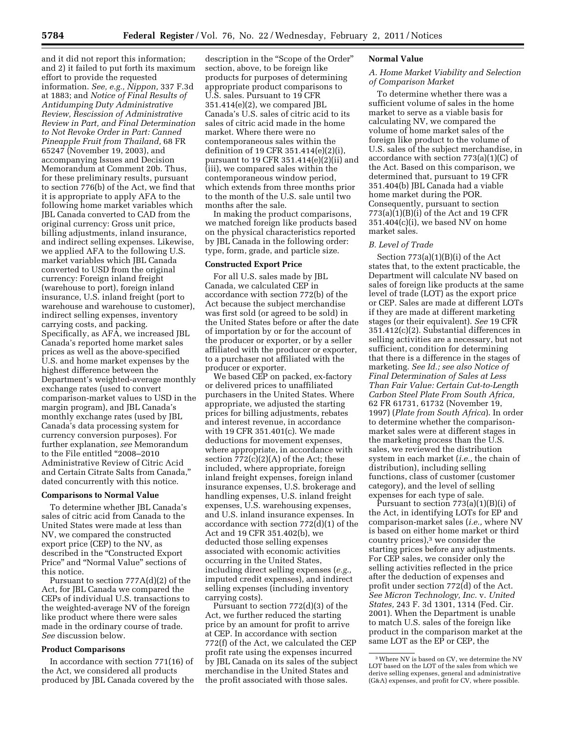and it did not report this information; and 2) it failed to put forth its maximum effort to provide the requested information. *See, e.g., Nippon,* 337 F.3d at 1883; and *Notice of Final Results of Antidumping Duty Administrative Review, Rescission of Administrative Review in Part, and Final Determination to Not Revoke Order in Part: Canned Pineapple Fruit from Thailand,* 68 FR 65247 (November 19, 2003), and accompanying Issues and Decision Memorandum at Comment 20b. Thus, for these preliminary results, pursuant to section 776(b) of the Act, we find that it is appropriate to apply AFA to the following home market variables which JBL Canada converted to CAD from the original currency: Gross unit price, billing adjustments, inland insurance, and indirect selling expenses. Likewise, we applied AFA to the following U.S. market variables which JBL Canada converted to USD from the original currency: Foreign inland freight (warehouse to port), foreign inland insurance, U.S. inland freight (port to warehouse and warehouse to customer), indirect selling expenses, inventory carrying costs, and packing. Specifically, as AFA, we increased JBL Canada's reported home market sales prices as well as the above-specified U.S. and home market expenses by the highest difference between the Department's weighted-average monthly exchange rates (used to convert comparison-market values to USD in the margin program), and JBL Canada's monthly exchange rates (used by JBL Canada's data processing system for currency conversion purposes). For further explanation, *see* Memorandum to the File entitled "2008–2010 Administrative Review of Citric Acid and Certain Citrate Salts from Canada," dated concurrently with this notice.

## Comparisons to Normal Value

To determine whether JBL Canada's sales of citric acid from Canada to the United States were made at less than NV, we compared the constructed export price (CEP) to the NV, as described in the "Constructed Export Price" and "Normal Value" sections of this notice.

Pursuant to section 777A(d)(2) of the Act, for JBL Canada we compared the CEPs of individual U.S. transactions to the weighted-average NV of the foreign like product where there were sales made in the ordinary course of trade. *See* discussion below.

## Product Comparisons

In accordance with section 771(16) of the Act, we considered all products produced by JBL Canada covered by the description in the "Scope of the Order" section, above, to be foreign like products for purposes of determining appropriate product comparisons to U.S. sales. Pursuant to 19 CFR 351.414(e)(2), we compared JBL Canada's U.S. sales of citric acid to its sales of citric acid made in the home market. Where there were no contemporaneous sales within the definition of 19 CFR 351.414(e)(2)(i), pursuant to 19 CFR 351.414(e)(2)(ii) and (iii), we compared sales within the contemporaneous window period, which extends from three months prior to the month of the U.S. sale until two months after the sale.

In making the product comparisons, we matched foreign like products based on the physical characteristics reported by JBL Canada in the following order: type, form, grade, and particle size.

## Constructed Export Price

For all U.S. sales made by JBL Canada, we calculated CEP in accordance with section 772(b) of the Act because the subject merchandise was first sold (or agreed to be sold) in the United States before or after the date of importation by or for the account of the producer or exporter, or by a seller affiliated with the producer or exporter, to a purchaser not affiliated with the producer or exporter.

We based CEP on packed, ex-factory or delivered prices to unaffiliated purchasers in the United States. Where appropriate, we adjusted the starting prices for billing adjustments, rebates and interest revenue, in accordance with 19 CFR 351.401(c). We made deductions for movement expenses, where appropriate, in accordance with section 772(c)(2)(A) of the Act; these included, where appropriate, foreign inland freight expenses, foreign inland insurance expenses, U.S. brokerage and handling expenses, U.S. inland freight expenses, U.S. warehousing expenses, and U.S. inland insurance expenses. In accordance with section 772(d)(1) of the Act and 19 CFR 351.402(b), we deducted those selling expenses associated with economic activities occurring in the United States, including direct selling expenses (*e.g.,* imputed credit expenses), and indirect selling expenses (including inventory carrying costs).

Pursuant to section 772(d)(3) of the Act, we further reduced the starting price by an amount for profit to arrive at CEP. In accordance with section 772(f) of the Act, we calculated the CEP profit rate using the expenses incurred by JBL Canada on its sales of the subject merchandise in the United States and the profit associated with those sales.

## Normal Value

### A. Home Market Viability and Selection of Comparison Market

To determine whether there was a sufficient volume of sales in the home market to serve as a viable basis for calculating NV, we compared the volume of home market sales of the foreign like product to the volume of U.S. sales of the subject merchandise, in accordance with section 773(a)(1)(C) of the Act. Based on this comparison, we determined that, pursuant to 19 CFR 351.404(b) JBL Canada had a viable home market during the POR. Consequently, pursuant to section 773(a)(1)(B)(i) of the Act and 19 CFR 351.404(c)(i), we based NV on home market sales.

### B. Level of Trade

Section 773(a)(1)(B)(i) of the Act states that, to the extent practicable, the Department will calculate NV based on sales of foreign like products at the same level of trade (LOT) as the export price or CEP. Sales are made at different LOTs if they are made at different marketing stages (or their equivalent). *See* 19 CFR 351.412(c)(2). Substantial differences in selling activities are a necessary, but not sufficient, condition for determining that there is a difference in the stages of marketing. *See Id.; see also Notice of Final Determination of Sales at Less Than Fair Value: Certain Cut-to-Length Carbon Steel Plate From South Africa,* 62 FR 61731, 61732 (November 19, 1997) (*Plate from South Africa*). In order to determine whether the comparison-market sales were at different stages in the marketing process than the U.S. sales, we reviewed the distribution system in each market (*i.e.,* the chain of distribution), including selling functions, class of customer (customer category), and the level of selling expenses for each type of sale.

Pursuant to section 773(a)(1)(B)(i) of the Act, in identifying LOTs for EP and comparison-market sales (*i.e.,* where NV is based on either home market or third country prices),[3] we consider the starting prices before any adjustments. For CEP sales, we consider only the selling activities reflected in the price after the deduction of expenses and profit under section 772(d) of the Act. *See Micron Technology, Inc.* v. *United States,* 243 F. 3d 1301, 1314 (Fed. Cir. 2001). When the Department is unable to match U.S. sales of the foreign like product in the comparison market at the same LOT as the EP or CEP, the

[3] Where NV is based on CV, we determine the NV LOT based on the LOT of the sales from which we derive selling expenses, general and administrative (G&A) expenses, and profit for CV, where possible.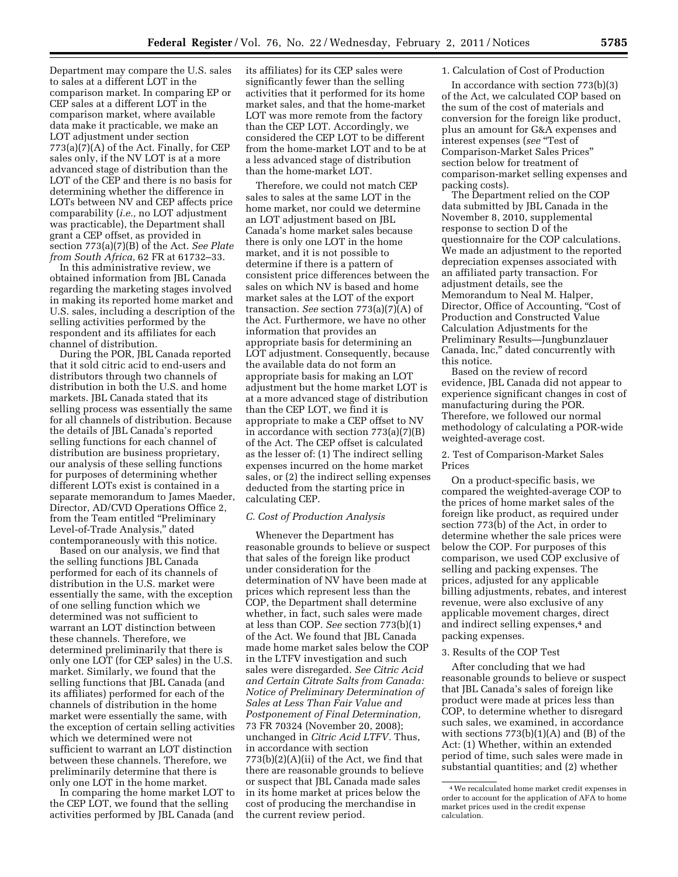Department may compare the U.S. sales to sales at a different LOT in the comparison market. In comparing EP or CEP sales at a different LOT in the comparison market, where available data make it practicable, we make an LOT adjustment under section 773(a)(7)(A) of the Act. Finally, for CEP sales only, if the NV LOT is at a more advanced stage of distribution than the LOT of the CEP and there is no basis for determining whether the difference in LOTs between NV and CEP affects price comparability (*i.e.,* no LOT adjustment was practicable), the Department shall grant a CEP offset, as provided in section 773(a)(7)(B) of the Act. *See Plate from South Africa,* 62 FR at 61732–33.

In this administrative review, we obtained information from JBL Canada regarding the marketing stages involved in making its reported home market and U.S. sales, including a description of the selling activities performed by the respondent and its affiliates for each channel of distribution.

During the POR, JBL Canada reported that it sold citric acid to end-users and distributors through two channels of distribution in both the U.S. and home markets. JBL Canada stated that its selling process was essentially the same for all channels of distribution. Because the details of JBL Canada's reported selling functions for each channel of distribution are business proprietary, our analysis of these selling functions for purposes of determining whether different LOTs exist is contained in a separate memorandum to James Maeder, Director, AD/CVD Operations Office 2, from the Team entitled "Preliminary Level-of-Trade Analysis," dated contemporaneously with this notice.

Based on our analysis, we find that the selling functions JBL Canada performed for each of its channels of distribution in the U.S. market were essentially the same, with the exception of one selling function which we determined was not sufficient to warrant an LOT distinction between these channels. Therefore, we determined preliminarily that there is only one LOT (for CEP sales) in the U.S. market. Similarly, we found that the selling functions that JBL Canada (and its affiliates) performed for each of the channels of distribution in the home market were essentially the same, with the exception of certain selling activities which we determined were not sufficient to warrant an LOT distinction between these channels. Therefore, we preliminarily determine that there is only one LOT in the home market.

In comparing the home market LOT to the CEP LOT, we found that the selling activities performed by JBL Canada (and its affiliates) for its CEP sales were significantly fewer than the selling activities that it performed for its home market sales, and that the home-market LOT was more remote from the factory than the CEP LOT. Accordingly, we considered the CEP LOT to be different from the home-market LOT and to be at a less advanced stage of distribution than the home-market LOT.

Therefore, we could not match CEP sales to sales at the same LOT in the home market, nor could we determine an LOT adjustment based on JBL Canada's home market sales because there is only one LOT in the home market, and it is not possible to determine if there is a pattern of consistent price differences between the sales on which NV is based and home market sales at the LOT of the export transaction. *See* section 773(a)(7)(A) of the Act. Furthermore, we have no other information that provides an appropriate basis for determining an LOT adjustment. Consequently, because the available data do not form an appropriate basis for making an LOT adjustment but the home market LOT is at a more advanced stage of distribution than the CEP LOT, we find it is appropriate to make a CEP offset to NV in accordance with section 773(a)(7)(B) of the Act. The CEP offset is calculated as the lesser of: (1) The indirect selling expenses incurred on the home market sales, or (2) the indirect selling expenses deducted from the starting price in calculating CEP.

### *C. Cost of Production Analysis*

Whenever the Department has reasonable grounds to believe or suspect that sales of the foreign like product under consideration for the determination of NV have been made at prices which represent less than the COP, the Department shall determine whether, in fact, such sales were made at less than COP. *See* section 773(b)(1) of the Act. We found that JBL Canada made home market sales below the COP in the LTFV investigation and such sales were disregarded. *See Citric Acid and Certain Citrate Salts from Canada: Notice of Preliminary Determination of Sales at Less Than Fair Value and Postponement of Final Determination,* 73 FR 70324 (November 20, 2008); unchanged in *Citric Acid LTFV.* Thus, in accordance with section 773(b)(2)(A)(ii) of the Act, we find that there are reasonable grounds to believe or suspect that JBL Canada made sales in its home market at prices below the cost of producing the merchandise in the current review period.

#### 1. Calculation of Cost of Production

In accordance with section 773(b)(3) of the Act, we calculated COP based on the sum of the cost of materials and conversion for the foreign like product, plus an amount for G&A expenses and interest expenses (*see* "Test of Comparison-Market Sales Prices" section below for treatment of comparison-market selling expenses and packing costs).

The Department relied on the COP data submitted by JBL Canada in the November 8, 2010, supplemental response to section D of the questionnaire for the COP calculations. We made an adjustment to the reported depreciation expenses associated with an affiliated party transaction. For adjustment details, see the Memorandum to Neal M. Halper, Director, Office of Accounting, "Cost of Production and Constructed Value Calculation Adjustments for the Preliminary Results—Jungbunzlauer Canada, Inc," dated concurrently with this notice.

Based on the review of record evidence, JBL Canada did not appear to experience significant changes in cost of manufacturing during the POR. Therefore, we followed our normal methodology of calculating a POR-wide weighted-average cost.

#### 2. Test of Comparison-Market Sales Prices

On a product-specific basis, we compared the weighted-average COP to the prices of home market sales of the foreign like product, as required under section 773(b) of the Act, in order to determine whether the sale prices were below the COP. For purposes of this comparison, we used COP exclusive of selling and packing expenses. The prices, adjusted for any applicable billing adjustments, rebates, and interest revenue, were also exclusive of any applicable movement charges, direct and indirect selling expenses,[4] and packing expenses.

#### 3. Results of the COP Test

After concluding that we had reasonable grounds to believe or suspect that JBL Canada's sales of foreign like product were made at prices less than COP, to determine whether to disregard such sales, we examined, in accordance with sections 773(b)(1)(A) and (B) of the Act: (1) Whether, within an extended period of time, such sales were made in substantial quantities; and (2) whether

[4] We recalculated home market credit expenses in order to account for the application of AFA to home market prices used in the credit expense calculation.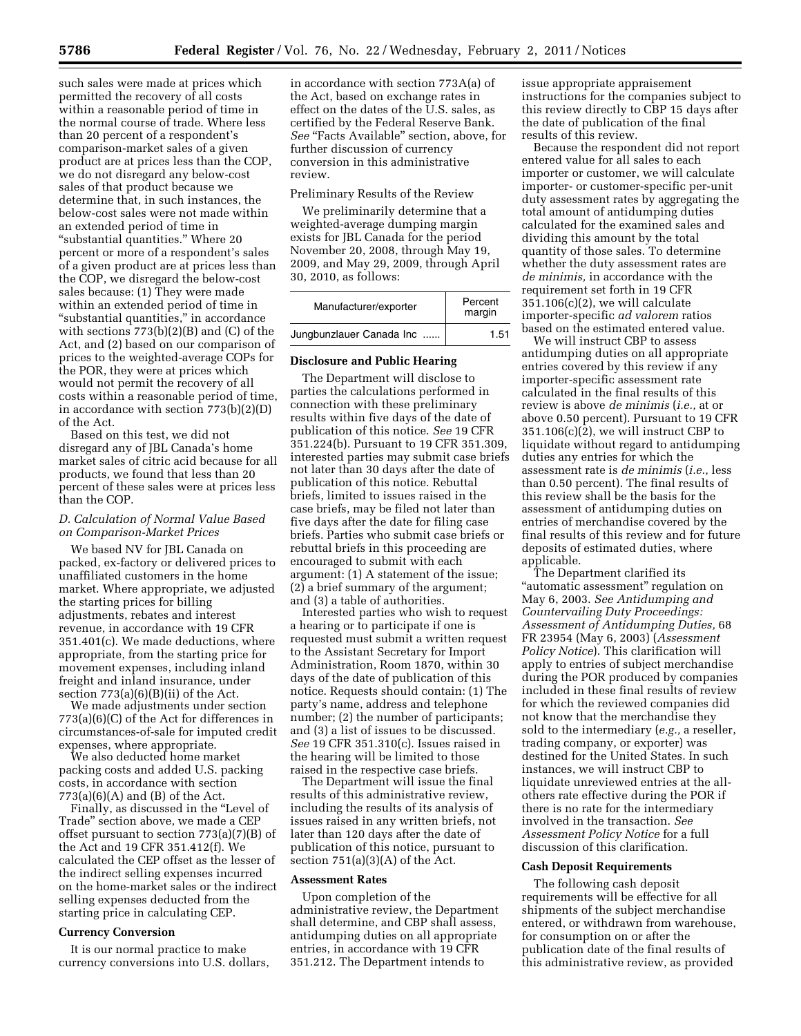such sales were made at prices which permitted the recovery of all costs within a reasonable period of time in the normal course of trade. Where less than 20 percent of a respondent's comparison-market sales of a given product are at prices less than the COP, we do not disregard any below-cost sales of that product because we determine that, in such instances, the below-cost sales were not made within an extended period of time in "substantial quantities." Where 20 percent or more of a respondent's sales of a given product are at prices less than the COP, we disregard the below-cost sales because: (1) They were made within an extended period of time in "substantial quantities," in accordance with sections 773(b)(2)(B) and (C) of the Act, and (2) based on our comparison of prices to the weighted-average COPs for the POR, they were at prices which would not permit the recovery of all costs within a reasonable period of time, in accordance with section 773(b)(2)(D) of the Act.

Based on this test, we did not disregard any of JBL Canada's home market sales of citric acid because for all products, we found that less than 20 percent of these sales were at prices less than the COP.

### D. Calculation of Normal Value Based on Comparison-Market Prices

We based NV for JBL Canada on packed, ex-factory or delivered prices to unaffiliated customers in the home market. Where appropriate, we adjusted the starting prices for billing adjustments, rebates and interest revenue, in accordance with 19 CFR 351.401(c). We made deductions, where appropriate, from the starting price for movement expenses, including inland freight and inland insurance, under section 773(a)(6)(B)(ii) of the Act.

We made adjustments under section 773(a)(6)(C) of the Act for differences in circumstances-of-sale for imputed credit expenses, where appropriate.

We also deducted home market packing costs and added U.S. packing costs, in accordance with section 773(a)(6)(A) and (B) of the Act.

Finally, as discussed in the "Level of Trade" section above, we made a CEP offset pursuant to section 773(a)(7)(B) of the Act and 19 CFR 351.412(f). We calculated the CEP offset as the lesser of the indirect selling expenses incurred on the home-market sales or the indirect selling expenses deducted from the starting price in calculating CEP.

## Currency Conversion

It is our normal practice to make currency conversions into U.S. dollars, in accordance with section 773A(a) of the Act, based on exchange rates in effect on the dates of the U.S. sales, as certified by the Federal Reserve Bank. *See* "Facts Available" section, above, for further discussion of currency conversion in this administrative review.

Preliminary Results of the Review

We preliminarily determine that a weighted-average dumping margin exists for JBL Canada for the period November 20, 2008, through May 19, 2009, and May 29, 2009, through April 30, 2010, as follows:

| Manufacturer/exporter | Percent margin |
|---|---|
| Jungbunzlauer Canada Inc ...... | 1.51 |

## Disclosure and Public Hearing

The Department will disclose to parties the calculations performed in connection with these preliminary results within five days of the date of publication of this notice. *See* 19 CFR 351.224(b). Pursuant to 19 CFR 351.309, interested parties may submit case briefs not later than 30 days after the date of publication of this notice. Rebuttal briefs, limited to issues raised in the case briefs, may be filed not later than five days after the date for filing case briefs. Parties who submit case briefs or rebuttal briefs in this proceeding are encouraged to submit with each argument: (1) A statement of the issue; (2) a brief summary of the argument; and (3) a table of authorities.

Interested parties who wish to request a hearing or to participate if one is requested must submit a written request to the Assistant Secretary for Import Administration, Room 1870, within 30 days of the date of publication of this notice. Requests should contain: (1) The party's name, address and telephone number; (2) the number of participants; and (3) a list of issues to be discussed. *See* 19 CFR 351.310(c). Issues raised in the hearing will be limited to those raised in the respective case briefs.

The Department will issue the final results of this administrative review, including the results of its analysis of issues raised in any written briefs, not later than 120 days after the date of publication of this notice, pursuant to section 751(a)(3)(A) of the Act.

## Assessment Rates

Upon completion of the administrative review, the Department shall determine, and CBP shall assess, antidumping duties on all appropriate entries, in accordance with 19 CFR 351.212. The Department intends to issue appropriate appraisement instructions for the companies subject to this review directly to CBP 15 days after the date of publication of the final results of this review.

Because the respondent did not report entered value for all sales to each importer or customer, we will calculate importer- or customer-specific per-unit duty assessment rates by aggregating the total amount of antidumping duties calculated for the examined sales and dividing this amount by the total quantity of those sales. To determine whether the duty assessment rates are *de minimis,* in accordance with the requirement set forth in 19 CFR 351.106(c)(2), we will calculate importer-specific *ad valorem* ratios based on the estimated entered value.

We will instruct CBP to assess antidumping duties on all appropriate entries covered by this review if any importer-specific assessment rate calculated in the final results of this review is above *de minimis* (*i.e.,* at or above 0.50 percent). Pursuant to 19 CFR 351.106(c)(2), we will instruct CBP to liquidate without regard to antidumping duties any entries for which the assessment rate is *de minimis* (*i.e.,* less than 0.50 percent). The final results of this review shall be the basis for the assessment of antidumping duties on entries of merchandise covered by the final results of this review and for future deposits of estimated duties, where applicable.

The Department clarified its "automatic assessment" regulation on May 6, 2003. *See Antidumping and Countervailing Duty Proceedings: Assessment of Antidumping Duties,* 68 FR 23954 (May 6, 2003) (*Assessment Policy Notice*). This clarification will apply to entries of subject merchandise during the POR produced by companies included in these final results of review for which the reviewed companies did not know that the merchandise they sold to the intermediary (*e.g.,* a reseller, trading company, or exporter) was destined for the United States. In such instances, we will instruct CBP to liquidate unreviewed entries at the all-others rate effective during the POR if there is no rate for the intermediary involved in the transaction. *See Assessment Policy Notice* for a full discussion of this clarification.

## Cash Deposit Requirements

The following cash deposit requirements will be effective for all shipments of the subject merchandise entered, or withdrawn from warehouse, for consumption on or after the publication date of the final results of this administrative review, as provided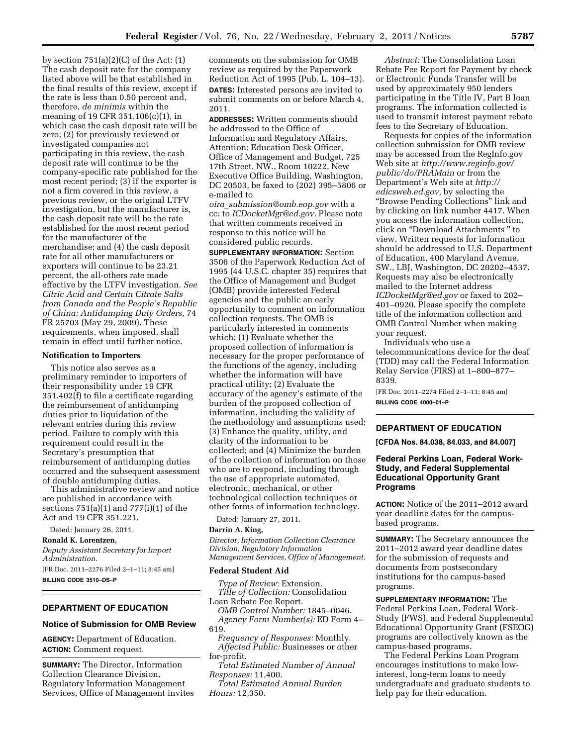by section 751(a)(2)(C) of the Act: (1) The cash deposit rate for the company listed above will be that established in the final results of this review, except if the rate is less than 0.50 percent and, therefore, *de minimis* within the meaning of 19 CFR 351.106(c)(1), in which case the cash deposit rate will be zero; (2) for previously reviewed or investigated companies not participating in this review, the cash deposit rate will continue to be the company-specific rate published for the most recent period; (3) if the exporter is not a firm covered in this review, a previous review, or the original LTFV investigation, but the manufacturer is, the cash deposit rate will be the rate established for the most recent period for the manufacturer of the merchandise; and (4) the cash deposit rate for all other manufacturers or exporters will continue to be 23.21 percent, the all-others rate made effective by the LTFV investigation. *See Citric Acid and Certain Citrate Salts from Canada and the People's Republic of China: Antidumping Duty Orders,* 74 FR 25703 (May 29, 2009). These requirements, when imposed, shall remain in effect until further notice.

### Notification to Importers

This notice also serves as a preliminary reminder to importers of their responsibility under 19 CFR 351.402(f) to file a certificate regarding the reimbursement of antidumping duties prior to liquidation of the relevant entries during this review period. Failure to comply with this requirement could result in the Secretary's presumption that reimbursement of antidumping duties occurred and the subsequent assessment of double antidumping duties.

This administrative review and notice are published in accordance with sections 751(a)(1) and 777(i)(1) of the Act and 19 CFR 351.221.

Dated: January 26, 2011.

**Ronald K. Lorentzen,**

*Deputy Assistant Secretary for Import Administration.*

[FR Doc. 2011–2276 Filed 2–1–11; 8:45 am]

**BILLING CODE 3510–DS–P**

## DEPARTMENT OF EDUCATION

### Notice of Submission for OMB Review

**AGENCY:** Department of Education.

**ACTION:** Comment request.

**SUMMARY:** The Director, Information Collection Clearance Division, Regulatory Information Management Services, Office of Management invites comments on the submission for OMB review as required by the Paperwork Reduction Act of 1995 (Pub. L. 104–13).

**DATES:** Interested persons are invited to submit comments on or before March 4, 2011.

**ADDRESSES:** Written comments should be addressed to the Office of Information and Regulatory Affairs, Attention: Education Desk Officer, Office of Management and Budget, 725 17th Street, NW., Room 10222, New Executive Office Building, Washington, DC 20503, be faxed to (202) 395–5806 or e-mailed to *oira_submission@omb.eop.gov* with a cc: to *ICDocketMgr@ed.gov.* Please note that written comments received in response to this notice will be considered public records.

**SUPPLEMENTARY INFORMATION:** Section 3506 of the Paperwork Reduction Act of 1995 (44 U.S.C. chapter 35) requires that the Office of Management and Budget (OMB) provide interested Federal agencies and the public an early opportunity to comment on information collection requests. The OMB is particularly interested in comments which: (1) Evaluate whether the proposed collection of information is necessary for the proper performance of the functions of the agency, including whether the information will have practical utility; (2) Evaluate the accuracy of the agency's estimate of the burden of the proposed collection of information, including the validity of the methodology and assumptions used; (3) Enhance the quality, utility, and clarity of the information to be collected; and (4) Minimize the burden of the collection of information on those who are to respond, including through the use of appropriate automated, electronic, mechanical, or other technological collection techniques or other forms of information technology.

Dated: January 27, 2011.

**Darrin A. King,**

*Director, Information Collection Clearance Division, Regulatory Information Management Services, Office of Management.*

### Federal Student Aid

*Type of Review:* Extension.

*Title of Collection:* Consolidation Loan Rebate Fee Report.

*OMB Control Number:* 1845–0046.

*Agency Form Number(s):* ED Form 4–619.

*Frequency of Responses:* Monthly.

*Affected Public:* Businesses or other for-profit.

*Total Estimated Number of Annual Responses:* 11,400.

*Total Estimated Annual Burden Hours:* 12,350.

*Abstract:* The Consolidation Loan Rebate Fee Report for Payment by check or Electronic Funds Transfer will be used by approximately 950 lenders participating in the Title IV, Part B loan programs. The information collected is used to transmit interest payment rebate fees to the Secretary of Education.

Requests for copies of the information collection submission for OMB review may be accessed from the RegInfo.gov Web site at *http://www.reginfo.gov/public/do/PRAMain* or from the Department's Web site at *http://edicsweb.ed.gov,* by selecting the "Browse Pending Collections" link and by clicking on link number 4417. When you access the information collection, click on "Download Attachments " to view. Written requests for information should be addressed to U.S. Department of Education, 400 Maryland Avenue, SW., LBJ, Washington, DC 20202–4537. Requests may also be electronically mailed to the Internet address *ICDocketMgr@ed.gov* or faxed to 202–401–0920. Please specify the complete title of the information collection and OMB Control Number when making your request.

Individuals who use a telecommunications device for the deaf (TDD) may call the Federal Information Relay Service (FIRS) at 1–800–877–8339.

[FR Doc. 2011–2274 Filed 2–1–11; 8:45 am]

**BILLING CODE 4000–01–P**

## DEPARTMENT OF EDUCATION

**[CFDA Nos. 84.038, 84.033, and 84.007]**

### Federal Perkins Loan, Federal Work-Study, and Federal Supplemental Educational Opportunity Grant Programs

**ACTION:** Notice of the 2011–2012 award year deadline dates for the campus-based programs.

**SUMMARY:** The Secretary announces the 2011–2012 award year deadline dates for the submission of requests and documents from postsecondary institutions for the campus-based programs.

**SUPPLEMENTARY INFORMATION:** The Federal Perkins Loan, Federal Work-Study (FWS), and Federal Supplemental Educational Opportunity Grant (FSEOG) programs are collectively known as the campus-based programs.

The Federal Perkins Loan Program encourages institutions to make low-interest, long-term loans to needy undergraduate and graduate students to help pay for their education.